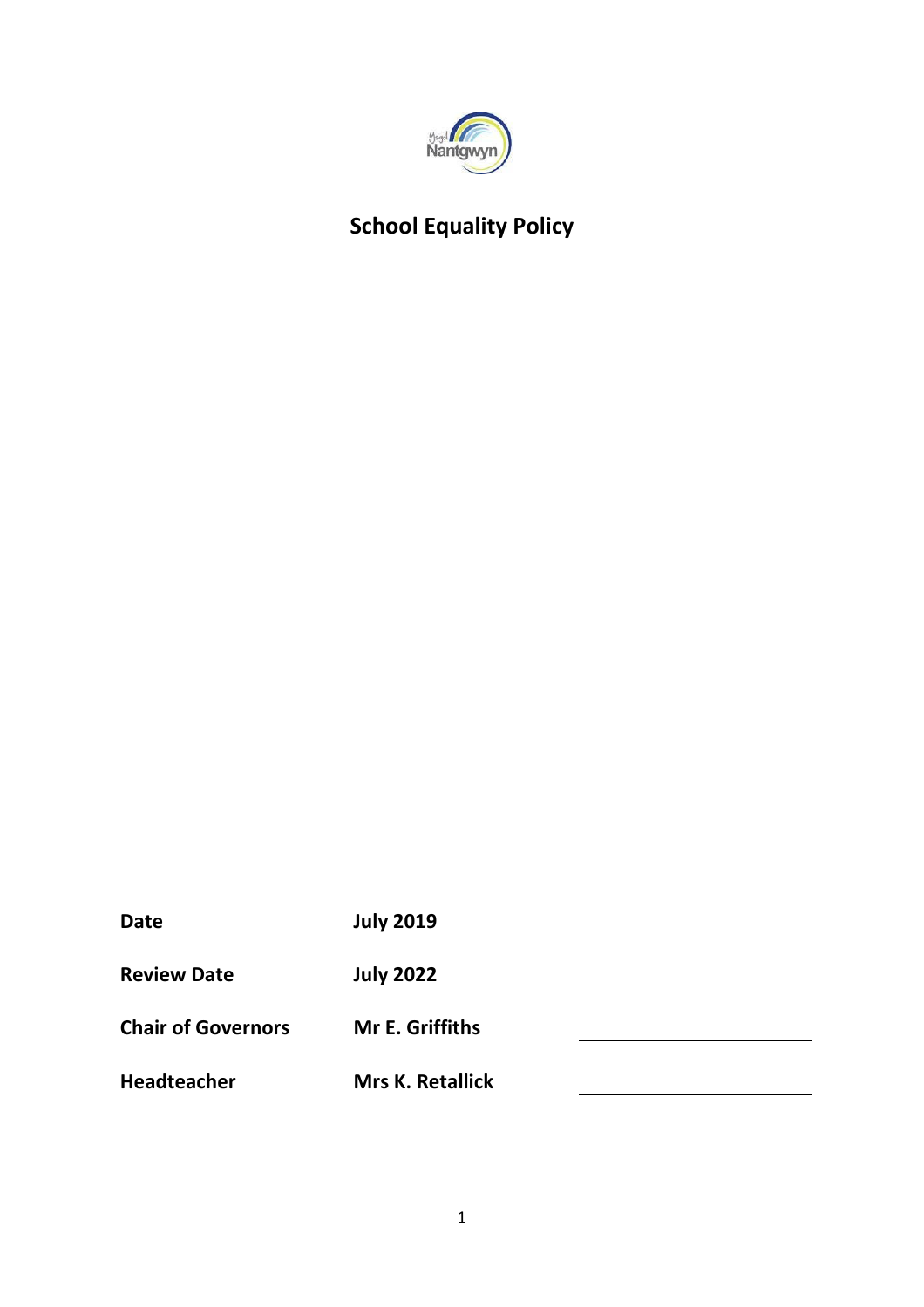Ysgol Nantgwyn

# School Equality Policy

| | | |
|---|---|---|
| **Date** | **July 2019** | |
| **Review Date** | **July 2022** | |
| **Chair of Governors** | **Mr E. Griffiths** | |
| **Headteacher** | **Mrs K. Retallick** | |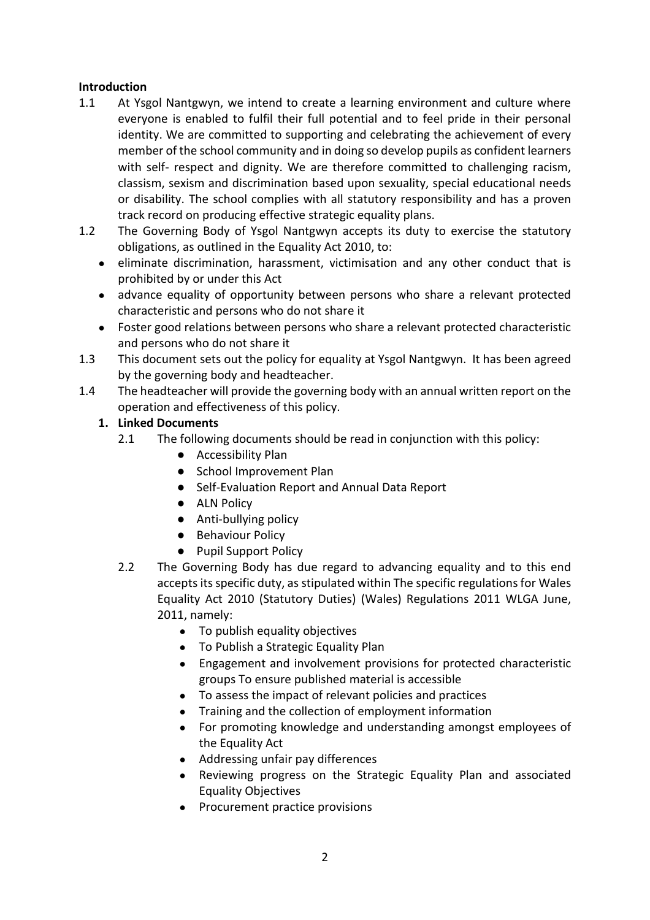**Introduction**

1.1 At Ysgol Nantgwyn, we intend to create a learning environment and culture where everyone is enabled to fulfil their full potential and to feel pride in their personal identity. We are committed to supporting and celebrating the achievement of every member of the school community and in doing so develop pupils as confident learners with self- respect and dignity. We are therefore committed to challenging racism, classism, sexism and discrimination based upon sexuality, special educational needs or disability. The school complies with all statutory responsibility and has a proven track record on producing effective strategic equality plans.

1.2 The Governing Body of Ysgol Nantgwyn accepts its duty to exercise the statutory obligations, as outlined in the Equality Act 2010, to:

- eliminate discrimination, harassment, victimisation and any other conduct that is prohibited by or under this Act
- advance equality of opportunity between persons who share a relevant protected characteristic and persons who do not share it
- Foster good relations between persons who share a relevant protected characteristic and persons who do not share it

1.3 This document sets out the policy for equality at Ysgol Nantgwyn. It has been agreed by the governing body and headteacher.

1.4 The headteacher will provide the governing body with an annual written report on the operation and effectiveness of this policy.

**1. Linked Documents**

2.1 The following documents should be read in conjunction with this policy:

- Accessibility Plan
- School Improvement Plan
- Self-Evaluation Report and Annual Data Report
- ALN Policy
- Anti-bullying policy
- Behaviour Policy
- Pupil Support Policy

2.2 The Governing Body has due regard to advancing equality and to this end accepts its specific duty, as stipulated within The specific regulations for Wales Equality Act 2010 (Statutory Duties) (Wales) Regulations 2011 WLGA June, 2011, namely:

- To publish equality objectives
- To Publish a Strategic Equality Plan
- Engagement and involvement provisions for protected characteristic groups To ensure published material is accessible
- To assess the impact of relevant policies and practices
- Training and the collection of employment information
- For promoting knowledge and understanding amongst employees of the Equality Act
- Addressing unfair pay differences
- Reviewing progress on the Strategic Equality Plan and associated Equality Objectives
- Procurement practice provisions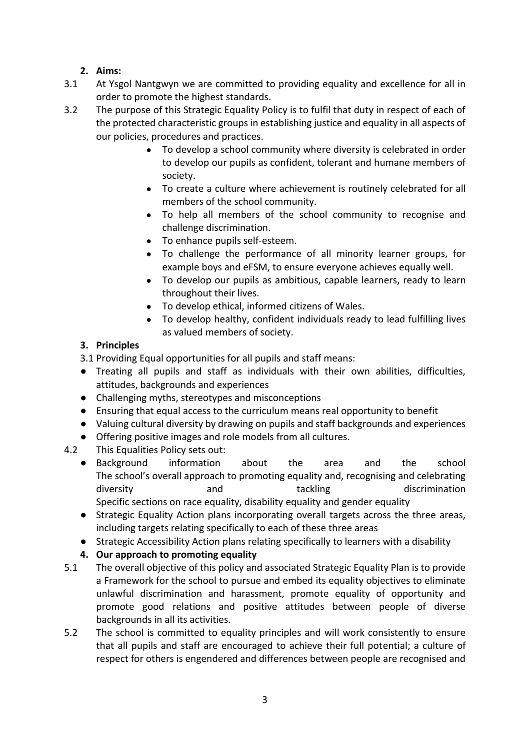## 2. Aims:

3.1 At Ysgol Nantgwyn we are committed to providing equality and excellence for all in order to promote the highest standards.

3.2 The purpose of this Strategic Equality Policy is to fulfil that duty in respect of each of the protected characteristic groups in establishing justice and equality in all aspects of our policies, procedures and practices.

- To develop a school community where diversity is celebrated in order to develop our pupils as confident, tolerant and humane members of society.
- To create a culture where achievement is routinely celebrated for all members of the school community.
- To help all members of the school community to recognise and challenge discrimination.
- To enhance pupils self-esteem.
- To challenge the performance of all minority learner groups, for example boys and eFSM, to ensure everyone achieves equally well.
- To develop our pupils as ambitious, capable learners, ready to learn throughout their lives.
- To develop ethical, informed citizens of Wales.
- To develop healthy, confident individuals ready to lead fulfilling lives as valued members of society.

## 3. Principles

3.1 Providing Equal opportunities for all pupils and staff means:

- Treating all pupils and staff as individuals with their own abilities, difficulties, attitudes, backgrounds and experiences
- Challenging myths, stereotypes and misconceptions
- Ensuring that equal access to the curriculum means real opportunity to benefit
- Valuing cultural diversity by drawing on pupils and staff backgrounds and experiences
- Offering positive images and role models from all cultures.

4.2 This Equalities Policy sets out:

- Background information about the area and the school
  The school's overall approach to promoting equality and, recognising and celebrating diversity and tackling discrimination
  Specific sections on race equality, disability equality and gender equality
- Strategic Equality Action plans incorporating overall targets across the three areas, including targets relating specifically to each of these three areas
- Strategic Accessibility Action plans relating specifically to learners with a disability

## 4. Our approach to promoting equality

5.1 The overall objective of this policy and associated Strategic Equality Plan is to provide a Framework for the school to pursue and embed its equality objectives to eliminate unlawful discrimination and harassment, promote equality of opportunity and promote good relations and positive attitudes between people of diverse backgrounds in all its activities.

5.2 The school is committed to equality principles and will work consistently to ensure that all pupils and staff are encouraged to achieve their full potential; a culture of respect for others is engendered and differences between people are recognised and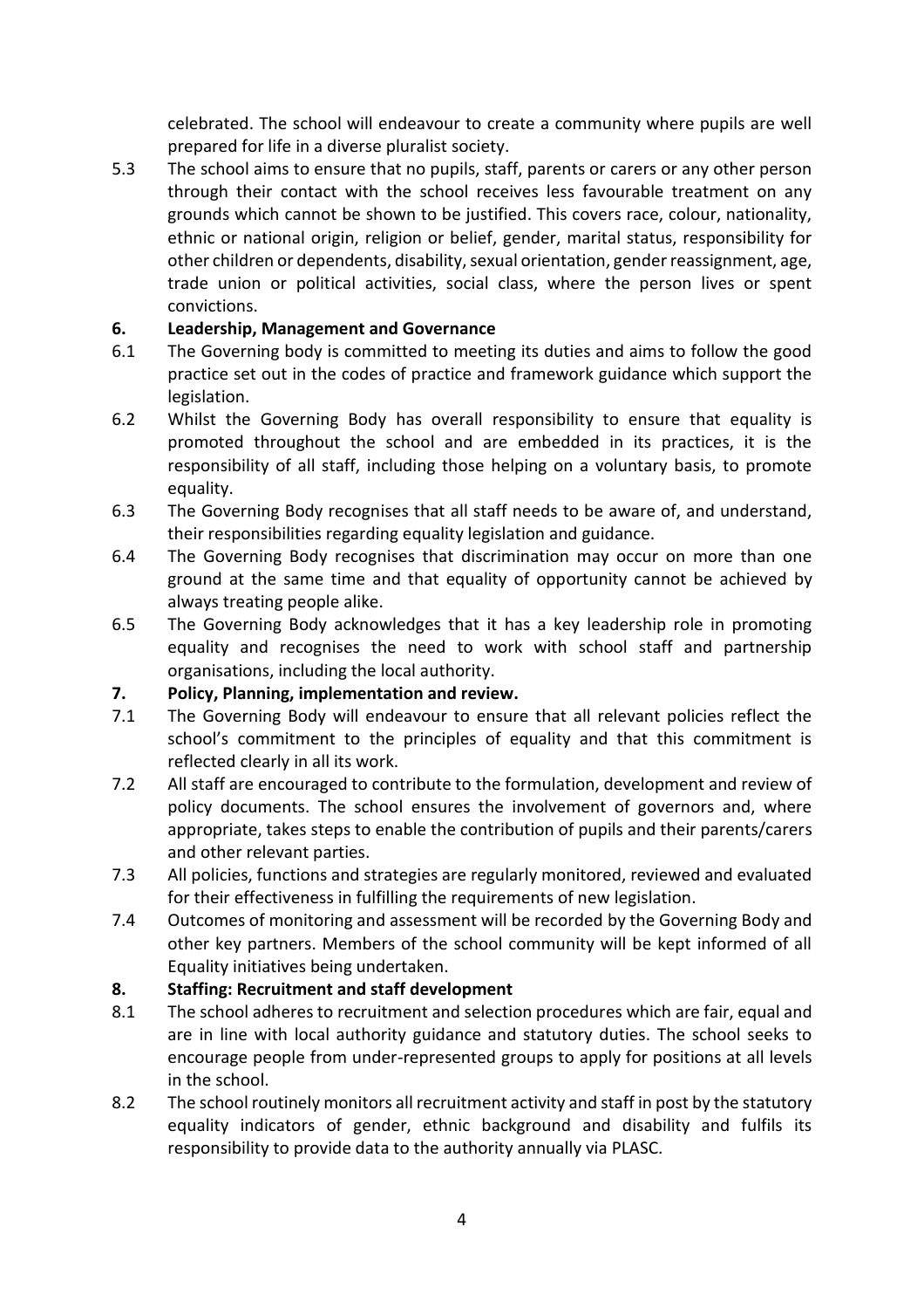celebrated. The school will endeavour to create a community where pupils are well prepared for life in a diverse pluralist society.

5.3 The school aims to ensure that no pupils, staff, parents or carers or any other person through their contact with the school receives less favourable treatment on any grounds which cannot be shown to be justified. This covers race, colour, nationality, ethnic or national origin, religion or belief, gender, marital status, responsibility for other children or dependents, disability, sexual orientation, gender reassignment, age, trade union or political activities, social class, where the person lives or spent convictions.

## 6. Leadership, Management and Governance

6.1 The Governing body is committed to meeting its duties and aims to follow the good practice set out in the codes of practice and framework guidance which support the legislation.

6.2 Whilst the Governing Body has overall responsibility to ensure that equality is promoted throughout the school and are embedded in its practices, it is the responsibility of all staff, including those helping on a voluntary basis, to promote equality.

6.3 The Governing Body recognises that all staff needs to be aware of, and understand, their responsibilities regarding equality legislation and guidance.

6.4 The Governing Body recognises that discrimination may occur on more than one ground at the same time and that equality of opportunity cannot be achieved by always treating people alike.

6.5 The Governing Body acknowledges that it has a key leadership role in promoting equality and recognises the need to work with school staff and partnership organisations, including the local authority.

## 7. Policy, Planning, implementation and review.

7.1 The Governing Body will endeavour to ensure that all relevant policies reflect the school's commitment to the principles of equality and that this commitment is reflected clearly in all its work.

7.2 All staff are encouraged to contribute to the formulation, development and review of policy documents. The school ensures the involvement of governors and, where appropriate, takes steps to enable the contribution of pupils and their parents/carers and other relevant parties.

7.3 All policies, functions and strategies are regularly monitored, reviewed and evaluated for their effectiveness in fulfilling the requirements of new legislation.

7.4 Outcomes of monitoring and assessment will be recorded by the Governing Body and other key partners. Members of the school community will be kept informed of all Equality initiatives being undertaken.

## 8. Staffing: Recruitment and staff development

8.1 The school adheres to recruitment and selection procedures which are fair, equal and are in line with local authority guidance and statutory duties. The school seeks to encourage people from under-represented groups to apply for positions at all levels in the school.

8.2 The school routinely monitors all recruitment activity and staff in post by the statutory equality indicators of gender, ethnic background and disability and fulfils its responsibility to provide data to the authority annually via PLASC.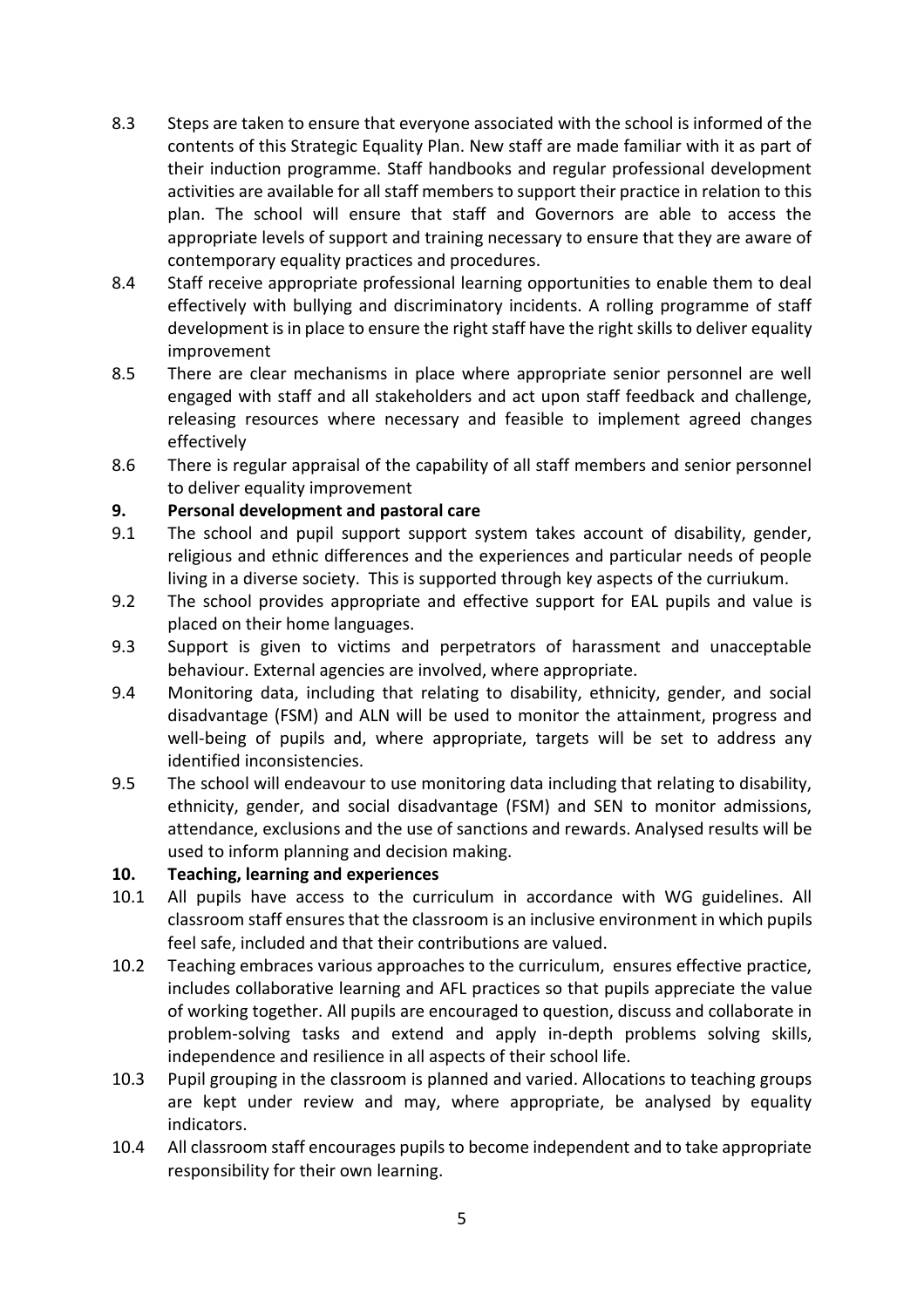8.3 Steps are taken to ensure that everyone associated with the school is informed of the contents of this Strategic Equality Plan. New staff are made familiar with it as part of their induction programme. Staff handbooks and regular professional development activities are available for all staff members to support their practice in relation to this plan. The school will ensure that staff and Governors are able to access the appropriate levels of support and training necessary to ensure that they are aware of contemporary equality practices and procedures.

8.4 Staff receive appropriate professional learning opportunities to enable them to deal effectively with bullying and discriminatory incidents. A rolling programme of staff development is in place to ensure the right staff have the right skills to deliver equality improvement

8.5 There are clear mechanisms in place where appropriate senior personnel are well engaged with staff and all stakeholders and act upon staff feedback and challenge, releasing resources where necessary and feasible to implement agreed changes effectively

8.6 There is regular appraisal of the capability of all staff members and senior personnel to deliver equality improvement

**9. Personal development and pastoral care**

9.1 The school and pupil support support system takes account of disability, gender, religious and ethnic differences and the experiences and particular needs of people living in a diverse society. This is supported through key aspects of the curriukum.

9.2 The school provides appropriate and effective support for EAL pupils and value is placed on their home languages.

9.3 Support is given to victims and perpetrators of harassment and unacceptable behaviour. External agencies are involved, where appropriate.

9.4 Monitoring data, including that relating to disability, ethnicity, gender, and social disadvantage (FSM) and ALN will be used to monitor the attainment, progress and well-being of pupils and, where appropriate, targets will be set to address any identified inconsistencies.

9.5 The school will endeavour to use monitoring data including that relating to disability, ethnicity, gender, and social disadvantage (FSM) and SEN to monitor admissions, attendance, exclusions and the use of sanctions and rewards. Analysed results will be used to inform planning and decision making.

**10. Teaching, learning and experiences**

10.1 All pupils have access to the curriculum in accordance with WG guidelines. All classroom staff ensures that the classroom is an inclusive environment in which pupils feel safe, included and that their contributions are valued.

10.2 Teaching embraces various approaches to the curriculum, ensures effective practice, includes collaborative learning and AFL practices so that pupils appreciate the value of working together. All pupils are encouraged to question, discuss and collaborate in problem-solving tasks and extend and apply in-depth problems solving skills, independence and resilience in all aspects of their school life.

10.3 Pupil grouping in the classroom is planned and varied. Allocations to teaching groups are kept under review and may, where appropriate, be analysed by equality indicators.

10.4 All classroom staff encourages pupils to become independent and to take appropriate responsibility for their own learning.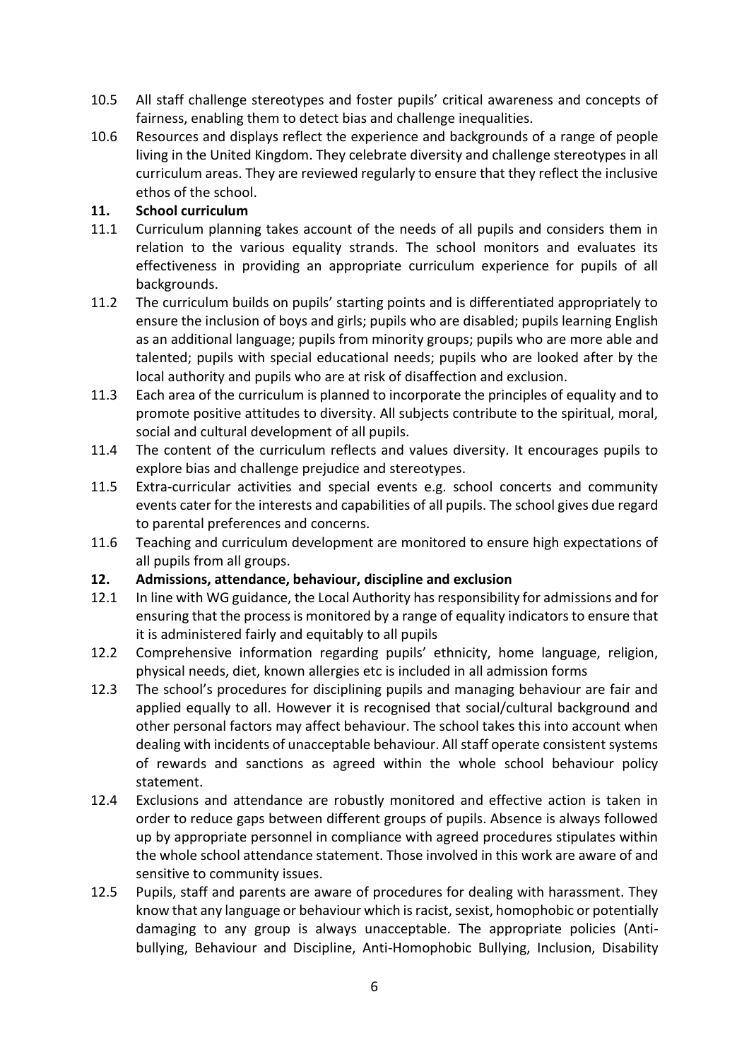10.5 All staff challenge stereotypes and foster pupils' critical awareness and concepts of fairness, enabling them to detect bias and challenge inequalities.

10.6 Resources and displays reflect the experience and backgrounds of a range of people living in the United Kingdom. They celebrate diversity and challenge stereotypes in all curriculum areas. They are reviewed regularly to ensure that they reflect the inclusive ethos of the school.

## 11. School curriculum

11.1 Curriculum planning takes account of the needs of all pupils and considers them in relation to the various equality strands. The school monitors and evaluates its effectiveness in providing an appropriate curriculum experience for pupils of all backgrounds.

11.2 The curriculum builds on pupils' starting points and is differentiated appropriately to ensure the inclusion of boys and girls; pupils who are disabled; pupils learning English as an additional language; pupils from minority groups; pupils who are more able and talented; pupils with special educational needs; pupils who are looked after by the local authority and pupils who are at risk of disaffection and exclusion.

11.3 Each area of the curriculum is planned to incorporate the principles of equality and to promote positive attitudes to diversity. All subjects contribute to the spiritual, moral, social and cultural development of all pupils.

11.4 The content of the curriculum reflects and values diversity. It encourages pupils to explore bias and challenge prejudice and stereotypes.

11.5 Extra-curricular activities and special events e.g. school concerts and community events cater for the interests and capabilities of all pupils. The school gives due regard to parental preferences and concerns.

11.6 Teaching and curriculum development are monitored to ensure high expectations of all pupils from all groups.

## 12. Admissions, attendance, behaviour, discipline and exclusion

12.1 In line with WG guidance, the Local Authority has responsibility for admissions and for ensuring that the process is monitored by a range of equality indicators to ensure that it is administered fairly and equitably to all pupils

12.2 Comprehensive information regarding pupils' ethnicity, home language, religion, physical needs, diet, known allergies etc is included in all admission forms

12.3 The school's procedures for disciplining pupils and managing behaviour are fair and applied equally to all. However it is recognised that social/cultural background and other personal factors may affect behaviour. The school takes this into account when dealing with incidents of unacceptable behaviour. All staff operate consistent systems of rewards and sanctions as agreed within the whole school behaviour policy statement.

12.4 Exclusions and attendance are robustly monitored and effective action is taken in order to reduce gaps between different groups of pupils. Absence is always followed up by appropriate personnel in compliance with agreed procedures stipulates within the whole school attendance statement. Those involved in this work are aware of and sensitive to community issues.

12.5 Pupils, staff and parents are aware of procedures for dealing with harassment. They know that any language or behaviour which is racist, sexist, homophobic or potentially damaging to any group is always unacceptable. The appropriate policies (Anti-bullying, Behaviour and Discipline, Anti-Homophobic Bullying, Inclusion, Disability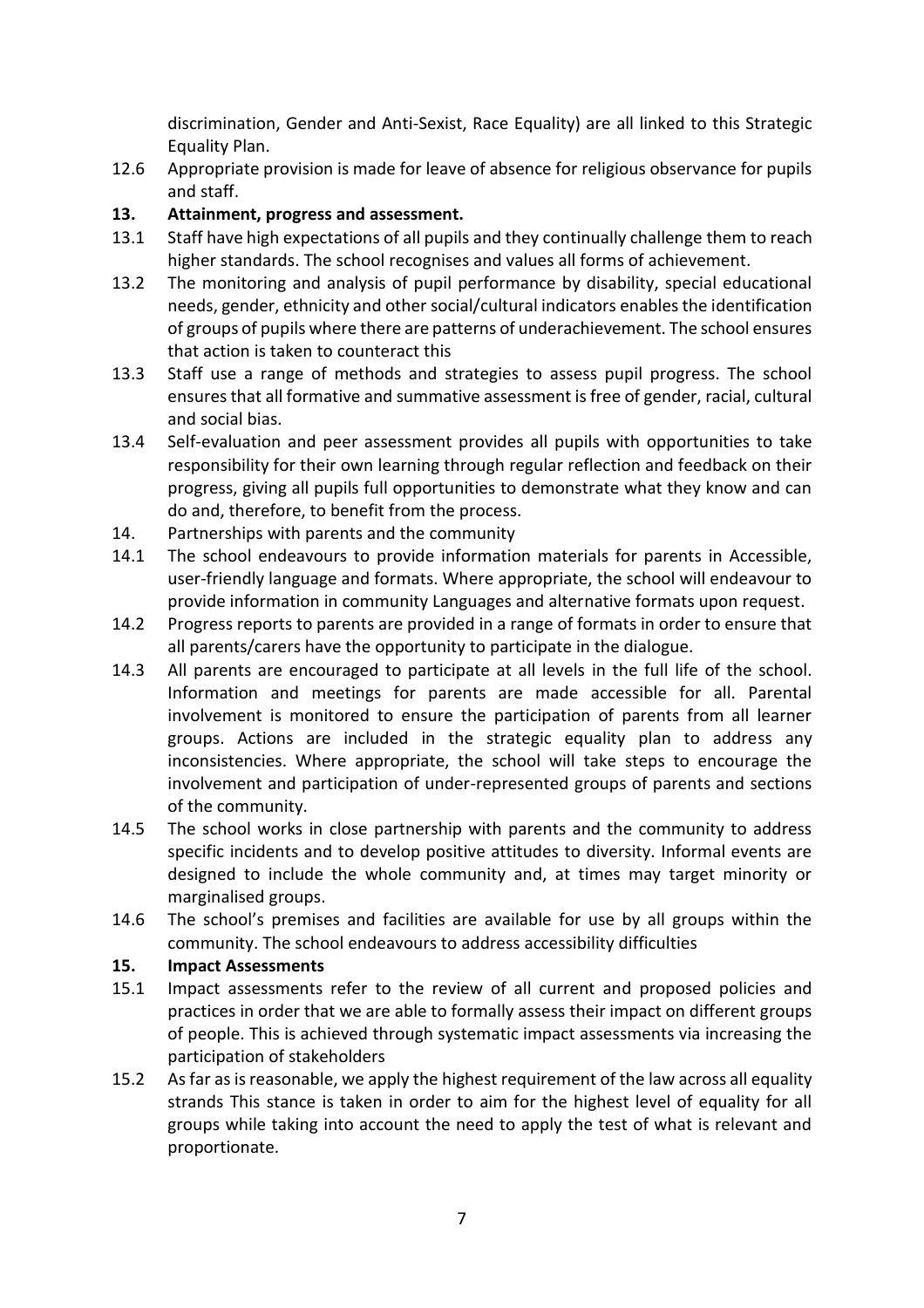discrimination, Gender and Anti-Sexist, Race Equality) are all linked to this Strategic Equality Plan.

12.6 Appropriate provision is made for leave of absence for religious observance for pupils and staff.

**13. Attainment, progress and assessment.**

13.1 Staff have high expectations of all pupils and they continually challenge them to reach higher standards. The school recognises and values all forms of achievement.

13.2 The monitoring and analysis of pupil performance by disability, special educational needs, gender, ethnicity and other social/cultural indicators enables the identification of groups of pupils where there are patterns of underachievement. The school ensures that action is taken to counteract this

13.3 Staff use a range of methods and strategies to assess pupil progress. The school ensures that all formative and summative assessment is free of gender, racial, cultural and social bias.

13.4 Self-evaluation and peer assessment provides all pupils with opportunities to take responsibility for their own learning through regular reflection and feedback on their progress, giving all pupils full opportunities to demonstrate what they know and can do and, therefore, to benefit from the process.

14. Partnerships with parents and the community

14.1 The school endeavours to provide information materials for parents in Accessible, user-friendly language and formats. Where appropriate, the school will endeavour to provide information in community Languages and alternative formats upon request.

14.2 Progress reports to parents are provided in a range of formats in order to ensure that all parents/carers have the opportunity to participate in the dialogue.

14.3 All parents are encouraged to participate at all levels in the full life of the school. Information and meetings for parents are made accessible for all. Parental involvement is monitored to ensure the participation of parents from all learner groups. Actions are included in the strategic equality plan to address any inconsistencies. Where appropriate, the school will take steps to encourage the involvement and participation of under-represented groups of parents and sections of the community.

14.5 The school works in close partnership with parents and the community to address specific incidents and to develop positive attitudes to diversity. Informal events are designed to include the whole community and, at times may target minority or marginalised groups.

14.6 The school's premises and facilities are available for use by all groups within the community. The school endeavours to address accessibility difficulties

**15. Impact Assessments**

15.1 Impact assessments refer to the review of all current and proposed policies and practices in order that we are able to formally assess their impact on different groups of people. This is achieved through systematic impact assessments via increasing the participation of stakeholders

15.2 As far as is reasonable, we apply the highest requirement of the law across all equality strands This stance is taken in order to aim for the highest level of equality for all groups while taking into account the need to apply the test of what is relevant and proportionate.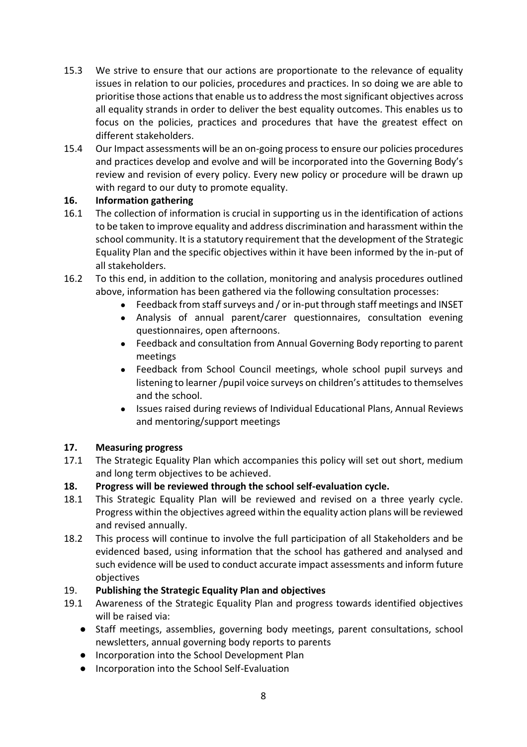15.3 We strive to ensure that our actions are proportionate to the relevance of equality issues in relation to our policies, procedures and practices. In so doing we are able to prioritise those actions that enable us to address the most significant objectives across all equality strands in order to deliver the best equality outcomes. This enables us to focus on the policies, practices and procedures that have the greatest effect on different stakeholders.

15.4 Our Impact assessments will be an on-going process to ensure our policies procedures and practices develop and evolve and will be incorporated into the Governing Body's review and revision of every policy. Every new policy or procedure will be drawn up with regard to our duty to promote equality.

### 16. Information gathering

16.1 The collection of information is crucial in supporting us in the identification of actions to be taken to improve equality and address discrimination and harassment within the school community. It is a statutory requirement that the development of the Strategic Equality Plan and the specific objectives within it have been informed by the in-put of all stakeholders.

16.2 To this end, in addition to the collation, monitoring and analysis procedures outlined above, information has been gathered via the following consultation processes:

- Feedback from staff surveys and / or in-put through staff meetings and INSET
- Analysis of annual parent/carer questionnaires, consultation evening questionnaires, open afternoons.
- Feedback and consultation from Annual Governing Body reporting to parent meetings
- Feedback from School Council meetings, whole school pupil surveys and listening to learner /pupil voice surveys on children's attitudes to themselves and the school.
- Issues raised during reviews of Individual Educational Plans, Annual Reviews and mentoring/support meetings

### 17. Measuring progress

17.1 The Strategic Equality Plan which accompanies this policy will set out short, medium and long term objectives to be achieved.

### 18. Progress will be reviewed through the school self-evaluation cycle.

18.1 This Strategic Equality Plan will be reviewed and revised on a three yearly cycle. Progress within the objectives agreed within the equality action plans will be reviewed and revised annually.

18.2 This process will continue to involve the full participation of all Stakeholders and be evidenced based, using information that the school has gathered and analysed and such evidence will be used to conduct accurate impact assessments and inform future objectives

### 19. Publishing the Strategic Equality Plan and objectives

19.1 Awareness of the Strategic Equality Plan and progress towards identified objectives will be raised via:

- Staff meetings, assemblies, governing body meetings, parent consultations, school newsletters, annual governing body reports to parents
- Incorporation into the School Development Plan
- Incorporation into the School Self-Evaluation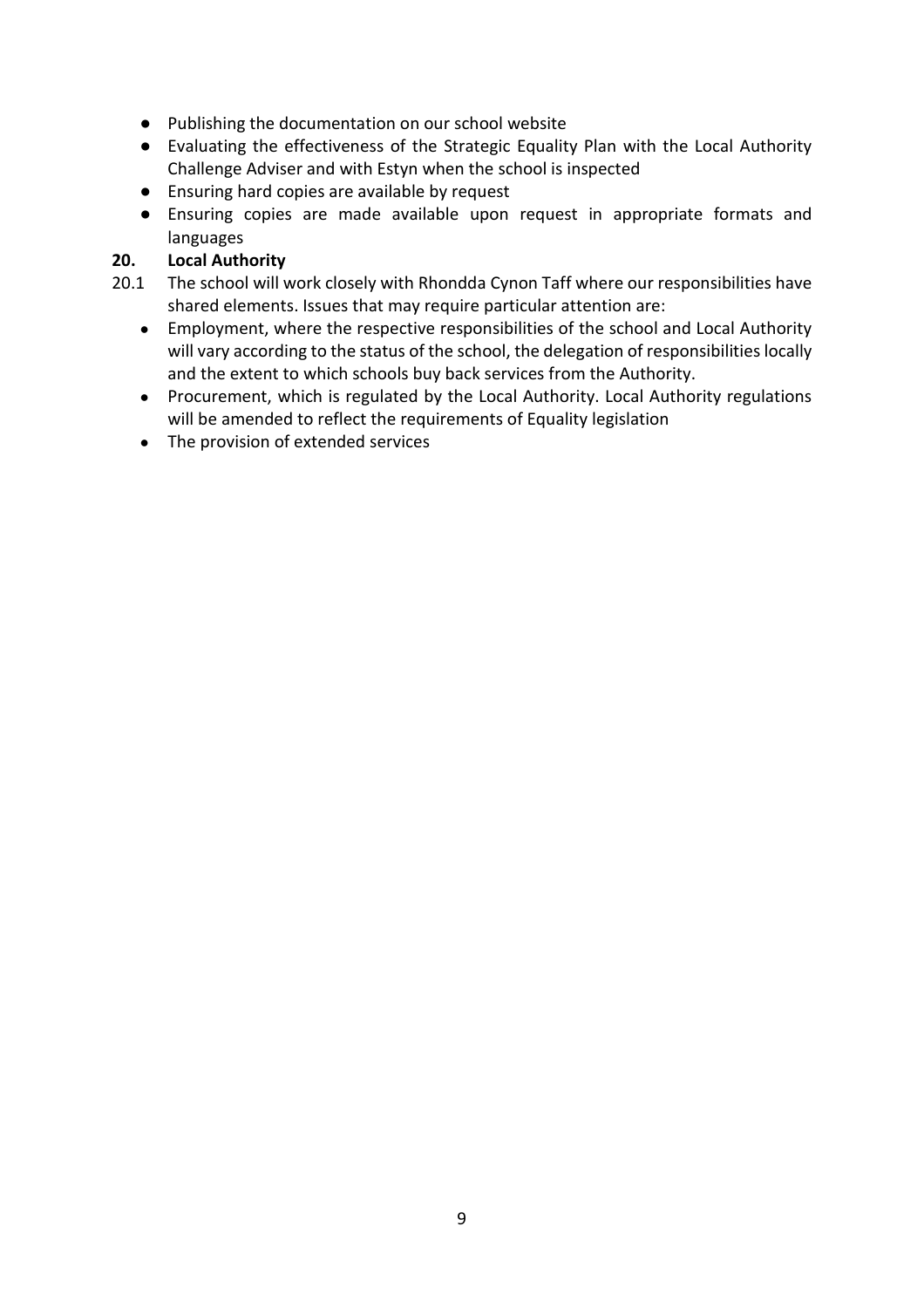- Publishing the documentation on our school website
- Evaluating the effectiveness of the Strategic Equality Plan with the Local Authority Challenge Adviser and with Estyn when the school is inspected
- Ensuring hard copies are available by request
- Ensuring copies are made available upon request in appropriate formats and languages

## 20. Local Authority

20.1 The school will work closely with Rhondda Cynon Taff where our responsibilities have shared elements. Issues that may require particular attention are:

- Employment, where the respective responsibilities of the school and Local Authority will vary according to the status of the school, the delegation of responsibilities locally and the extent to which schools buy back services from the Authority.
- Procurement, which is regulated by the Local Authority. Local Authority regulations will be amended to reflect the requirements of Equality legislation
- The provision of extended services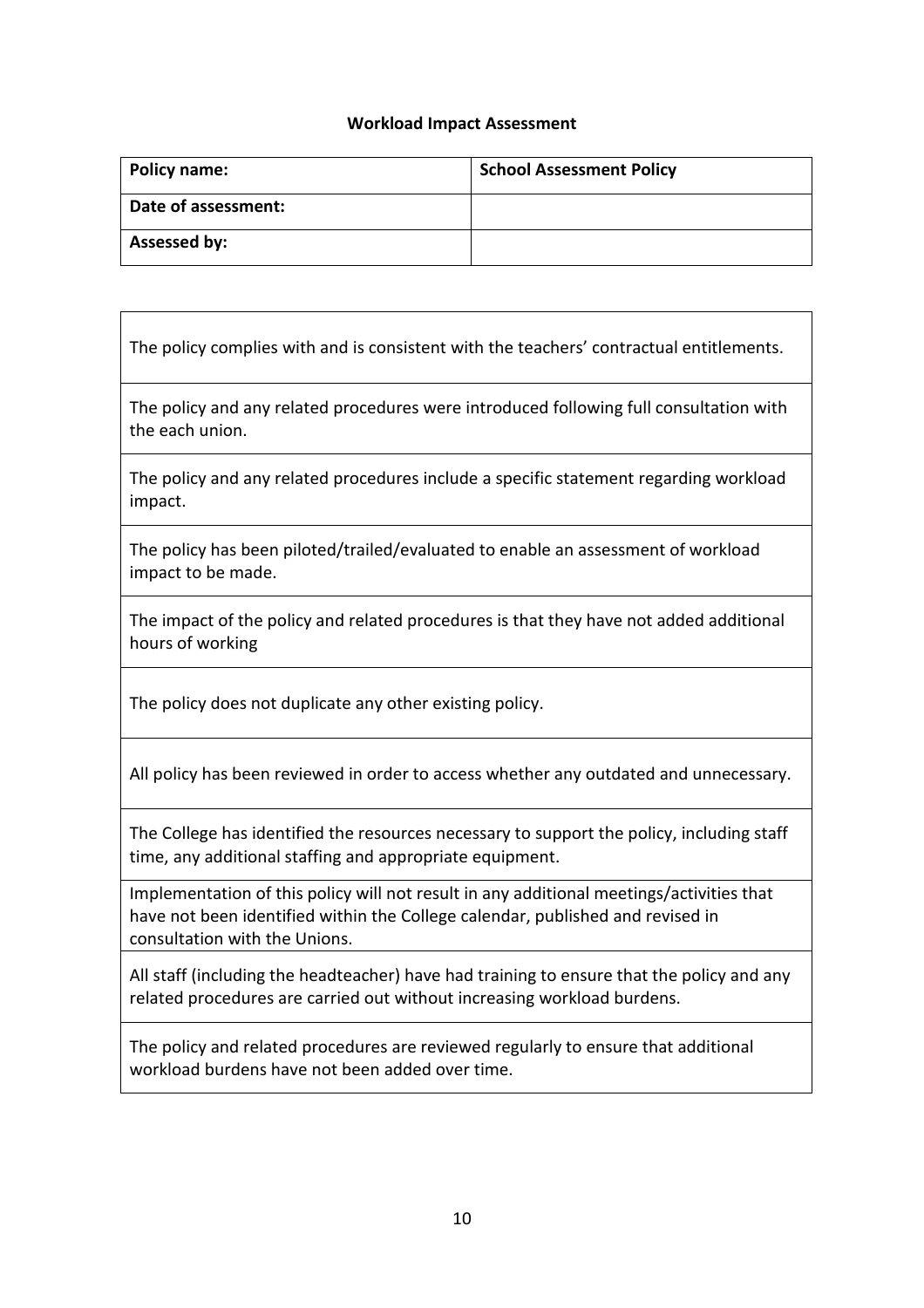**Workload Impact Assessment**

| | |
|---|---|
| **Policy name:** | **School Assessment Policy** |
| **Date of assessment:** | |
| **Assessed by:** | |

| |
|---|
| The policy complies with and is consistent with the teachers' contractual entitlements. |
| The policy and any related procedures were introduced following full consultation with the each union. |
| The policy and any related procedures include a specific statement regarding workload impact. |
| The policy has been piloted/trailed/evaluated to enable an assessment of workload impact to be made. |
| The impact of the policy and related procedures is that they have not added additional hours of working |
| The policy does not duplicate any other existing policy. |
| All policy has been reviewed in order to access whether any outdated and unnecessary. |
| The College has identified the resources necessary to support the policy, including staff time, any additional staffing and appropriate equipment. |
| Implementation of this policy will not result in any additional meetings/activities that have not been identified within the College calendar, published and revised in consultation with the Unions. |
| All staff (including the headteacher) have had training to ensure that the policy and any related procedures are carried out without increasing workload burdens. |
| The policy and related procedures are reviewed regularly to ensure that additional workload burdens have not been added over time. |